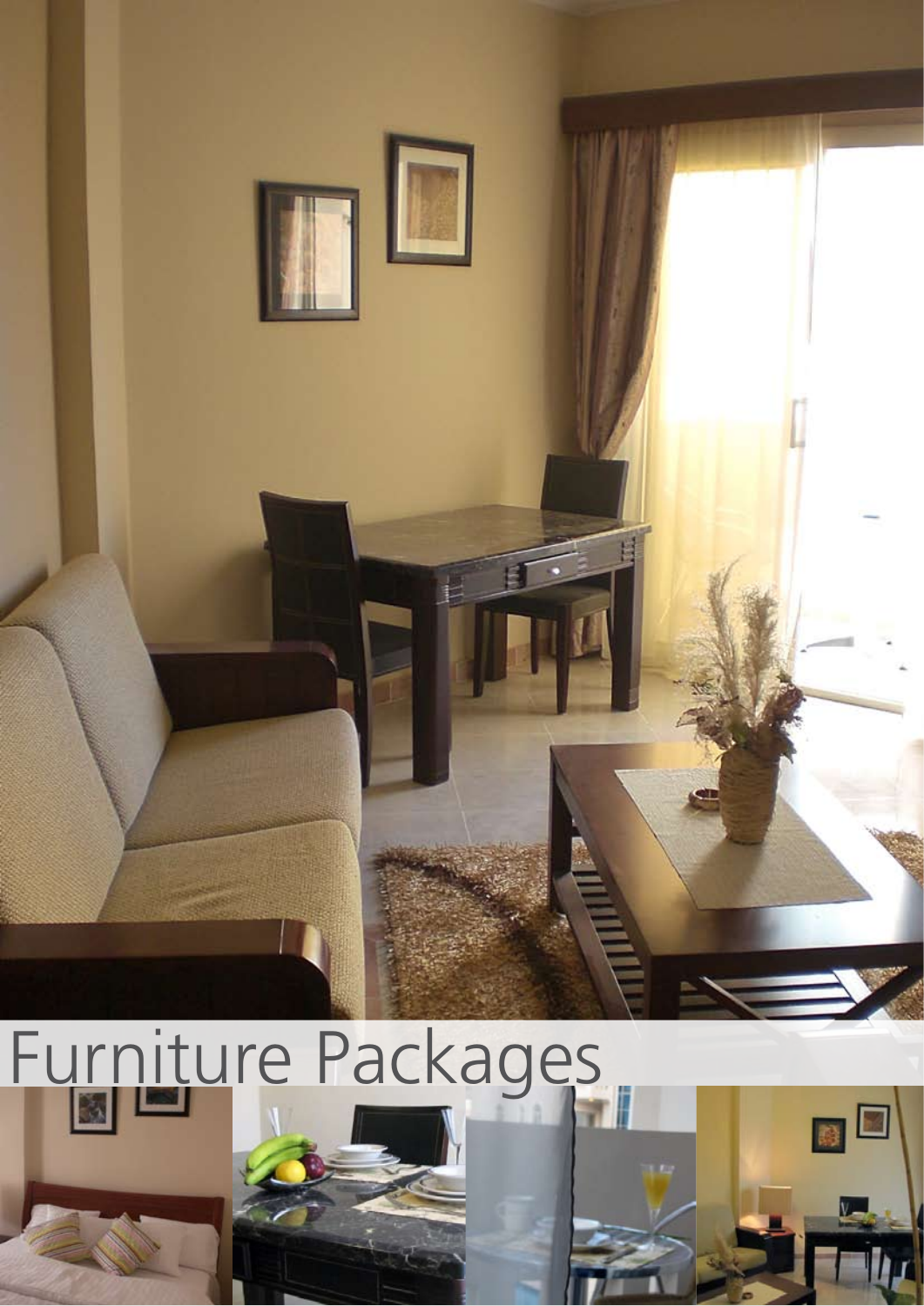# Furniture Packages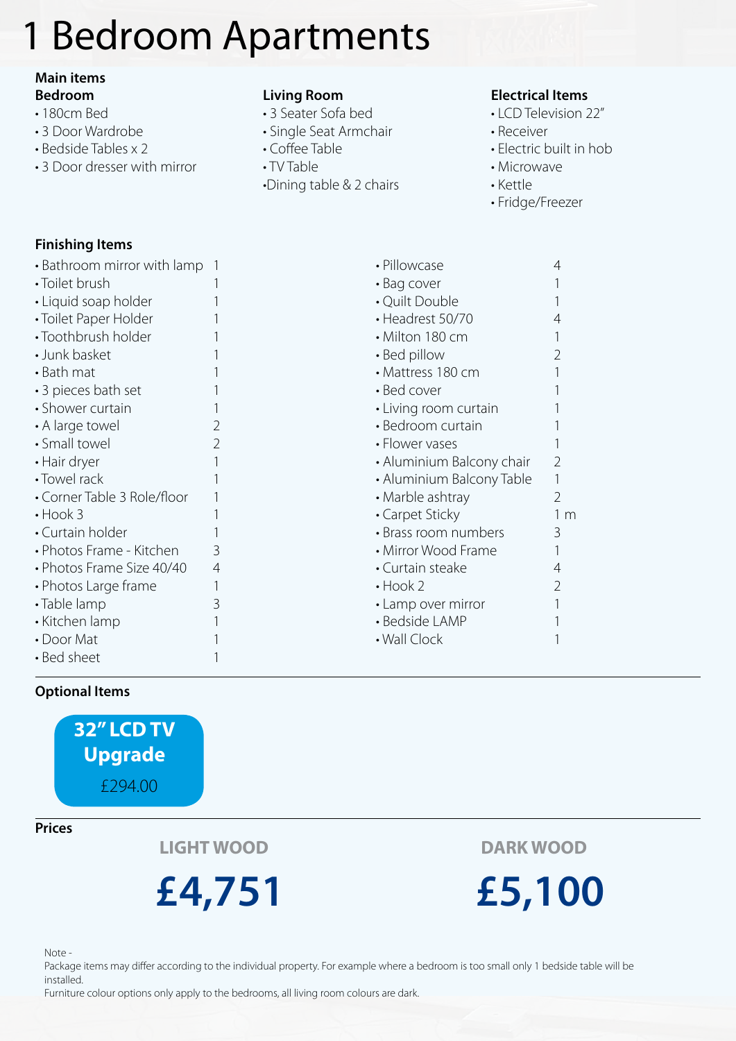# 1 Bedroom Apartments

## Main items

### Bedroom
- 180cm Bed
- 3 Door Wardrobe
- Bedside Tables x 2
- 3 Door dresser with mirror

### Living Room
- 3 Seater Sofa bed
- Single Seat Armchair
- Coffee Table
- TV Table
- Dining table & 2 chairs

### Electrical Items
- LCD Television 22"
- Receiver
- Electric built in hob
- Microwave
- Kettle
- Fridge/Freezer

## Finishing Items

| Item | Qty |
|---|---|
| Bathroom mirror with lamp | 1 |
| Toilet brush | 1 |
| Liquid soap holder | 1 |
| Toilet Paper Holder | 1 |
| Toothbrush holder | 1 |
| Junk basket | 1 |
| Bath mat | 1 |
| 3 pieces bath set | 1 |
| Shower curtain | 1 |
| A large towel | 2 |
| Small towel | 2 |
| Hair dryer | 1 |
| Towel rack | 1 |
| Corner Table 3 Role/floor | 1 |
| Hook 3 | 1 |
| Curtain holder | 1 |
| Photos Frame - Kitchen | 3 |
| Photos Frame Size 40/40 | 4 |
| Photos Large frame | 1 |
| Table lamp | 3 |
| Kitchen lamp | 1 |
| Door Mat | 1 |
| Bed sheet | 1 |
| Pillowcase | 4 |
| Bag cover | 1 |
| Quilt Double | 1 |
| Headrest 50/70 | 4 |
| Milton 180 cm | 1 |
| Bed pillow | 2 |
| Mattress 180 cm | 1 |
| Bed cover | 1 |
| Living room curtain | 1 |
| Bedroom curtain | 1 |
| Flower vases | 1 |
| Aluminium Balcony chair | 2 |
| Aluminium Balcony Table | 1 |
| Marble ashtray | 2 |
| Carpet Sticky | 1 m |
| Brass room numbers | 3 |
| Mirror Wood Frame | 1 |
| Curtain steake | 4 |
| Hook 2 | 2 |
| Lamp over mirror | 1 |
| Bedside LAMP | 1 |
| Wall Clock | 1 |

## Optional Items

**32" LCD TV Upgrade**
£294.00

## Prices

| LIGHT WOOD | DARK WOOD |
|---|---|
| **£4,751** | **£5,100** |

Note -
Package items may differ according to the individual property. For example where a bedroom is too small only 1 bedside table will be installed.
Furniture colour options only apply to the bedrooms, all living room colours are dark.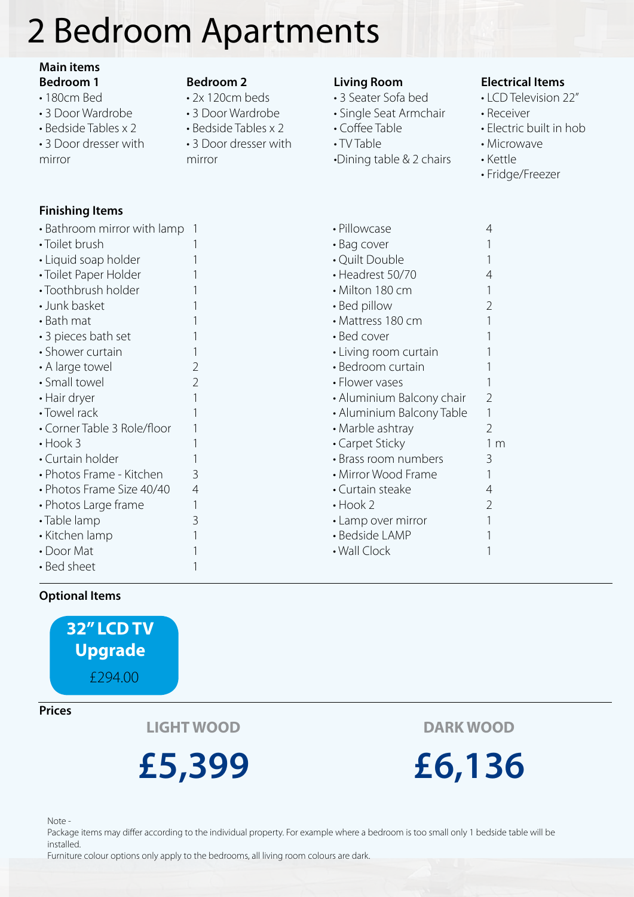# 2 Bedroom Apartments

## Main items

### Bedroom 1

- 180cm Bed
- 3 Door Wardrobe
- Bedside Tables x 2
- 3 Door dresser with mirror

### Bedroom 2

- 2x 120cm beds
- 3 Door Wardrobe
- Bedside Tables x 2
- 3 Door dresser with mirror

### Living Room

- 3 Seater Sofa bed
- Single Seat Armchair
- Coffee Table
- TV Table
- Dining table & 2 chairs

### Electrical Items

- LCD Television 22"
- Receiver
- Electric built in hob
- Microwave
- Kettle
- Fridge/Freezer

## Finishing Items

| Item | Qty |
|---|---|
| Bathroom mirror with lamp | 1 |
| Toilet brush | 1 |
| Liquid soap holder | 1 |
| Toilet Paper Holder | 1 |
| Toothbrush holder | 1 |
| Junk basket | 1 |
| Bath mat | 1 |
| 3 pieces bath set | 1 |
| Shower curtain | 1 |
| A large towel | 2 |
| Small towel | 2 |
| Hair dryer | 1 |
| Towel rack | 1 |
| Corner Table 3 Role/floor | 1 |
| Hook 3 | 1 |
| Curtain holder | 1 |
| Photos Frame - Kitchen | 3 |
| Photos Frame Size 40/40 | 4 |
| Photos Large frame | 1 |
| Table lamp | 3 |
| Kitchen lamp | 1 |
| Door Mat | 1 |
| Bed sheet | 1 |
| Pillowcase | 4 |
| Bag cover | 1 |
| Quilt Double | 1 |
| Headrest 50/70 | 4 |
| Milton 180 cm | 1 |
| Bed pillow | 2 |
| Mattress 180 cm | 1 |
| Bed cover | 1 |
| Living room curtain | 1 |
| Bedroom curtain | 1 |
| Flower vases | 1 |
| Aluminium Balcony chair | 2 |
| Aluminium Balcony Table | 1 |
| Marble ashtray | 2 |
| Carpet Sticky | 1 m |
| Brass room numbers | 3 |
| Mirror Wood Frame | 1 |
| Curtain steake | 4 |
| Hook 2 | 2 |
| Lamp over mirror | 1 |
| Bedside LAMP | 1 |
| Wall Clock | 1 |

## Optional Items

**32" LCD TV Upgrade**
£294.00

## Prices

| LIGHT WOOD | DARK WOOD |
|---|---|
| **£5,399** | **£6,136** |

Note -
Package items may differ according to the individual property. For example where a bedroom is too small only 1 bedside table will be installed.
Furniture colour options only apply to the bedrooms, all living room colours are dark.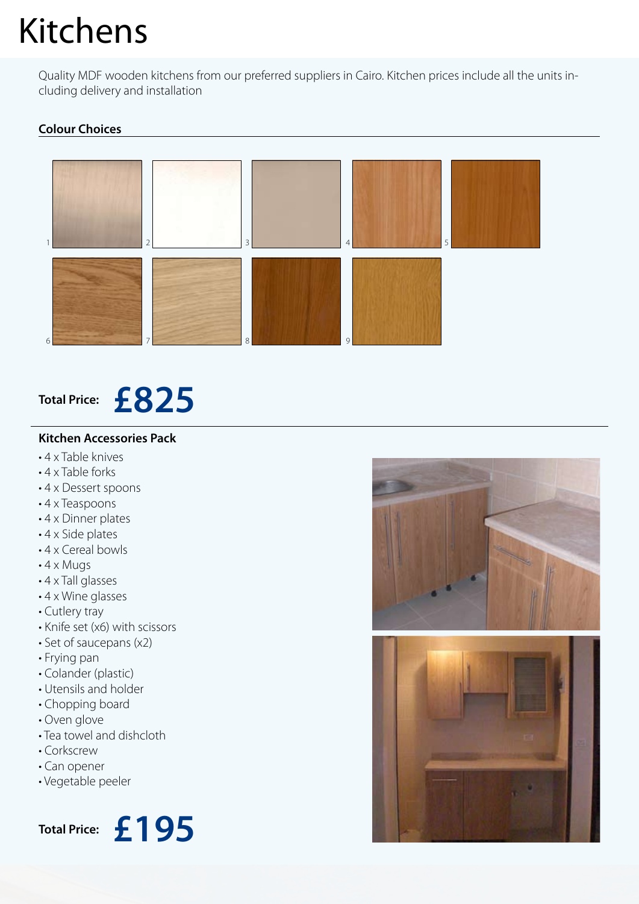# Kitchens

Quality MDF wooden kitchens from our preferred suppliers in Cairo. Kitchen prices include all the units including delivery and installation

**Colour Choices**

1 2 3 4 5

6 7 8 9

**Total Price:** **£825**

**Kitchen Accessories Pack**

- 4 x Table knives
- 4 x Table forks
- 4 x Dessert spoons
- 4 x Teaspoons
- 4 x Dinner plates
- 4 x Side plates
- 4 x Cereal bowls
- 4 x Mugs
- 4 x Tall glasses
- 4 x Wine glasses
- Cutlery tray
- Knife set (x6) with scissors
- Set of saucepans (x2)
- Frying pan
- Colander (plastic)
- Utensils and holder
- Chopping board
- Oven glove
- Tea towel and dishcloth
- Corkscrew
- Can opener
- Vegetable peeler

**Total Price:** **£195**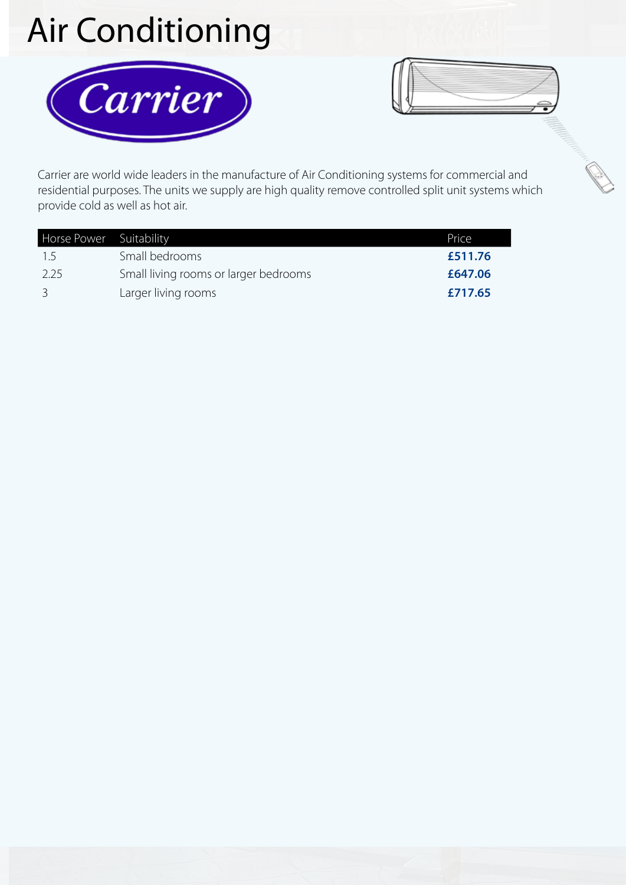# Air Conditioning

Carrier

Carrier are world wide leaders in the manufacture of Air Conditioning systems for commercial and residential purposes. The units we supply are high quality remove controlled split unit systems which provide cold as well as hot air.

| Horse Power | Suitability | Price |
|---|---|---|
| 1.5 | Small bedrooms | **£511.76** |
| 2.25 | Small living rooms or larger bedrooms | **£647.06** |
| 3 | Larger living rooms | **£717.65** |